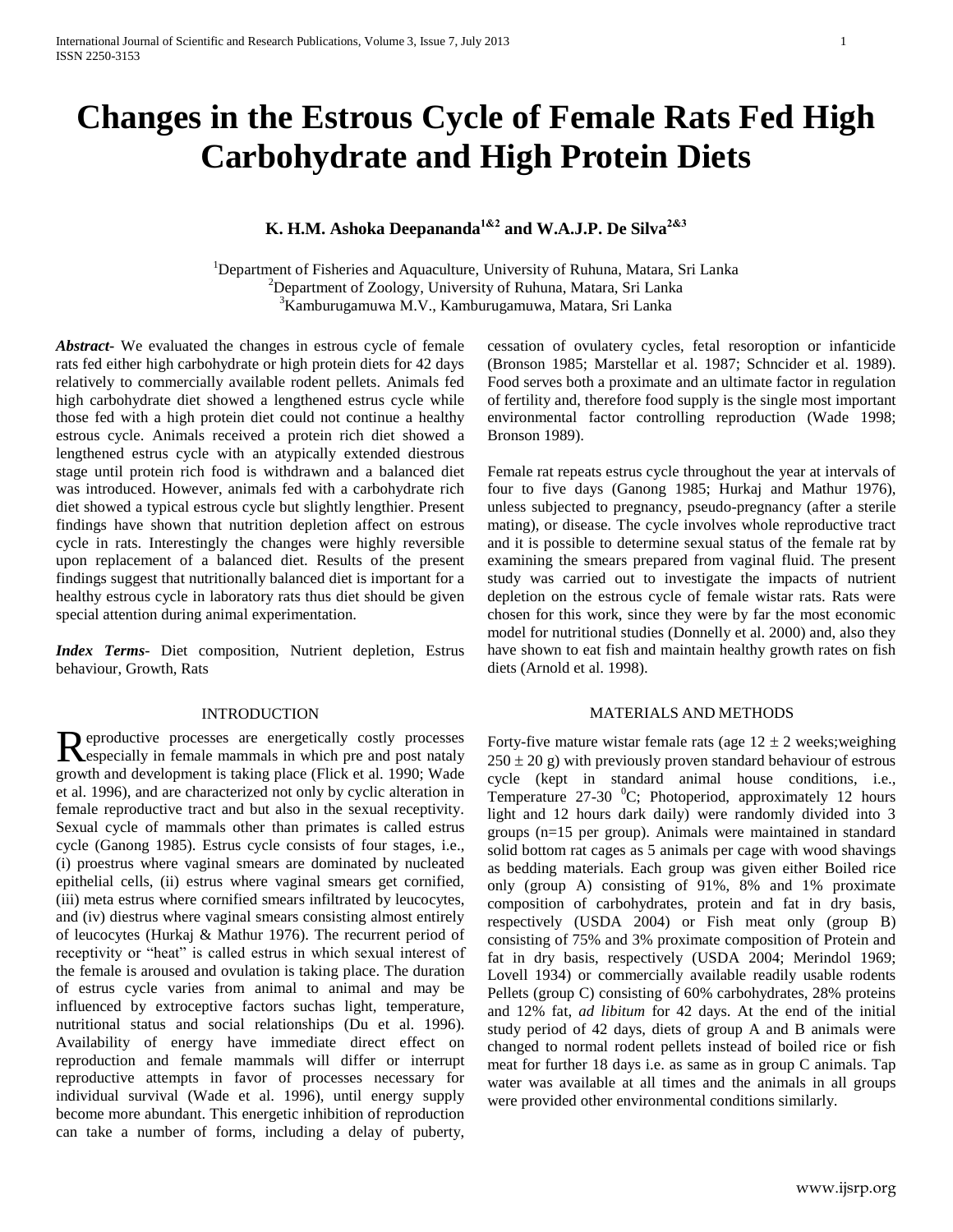# Changes in the Estrous Cycle of Female Rats Fed High Carbohydrate and High Protein Diets

**K. H.M. Ashoka Deepananda[1&2] and W.A.J.P. De Silva[2&3]**

[1]Department of Fisheries and Aquaculture, University of Ruhuna, Matara, Sri Lanka
[2]Department of Zoology, University of Ruhuna, Matara, Sri Lanka
[3]Kamburugamuwa M.V., Kamburugamuwa, Matara, Sri Lanka

***Abstract-*** We evaluated the changes in estrous cycle of female rats fed either high carbohydrate or high protein diets for 42 days relatively to commercially available rodent pellets. Animals fed high carbohydrate diet showed a lengthened estrus cycle while those fed with a high protein diet could not continue a healthy estrous cycle. Animals received a protein rich diet showed a lengthened estrus cycle with an atypically extended diestrous stage until protein rich food is withdrawn and a balanced diet was introduced. However, animals fed with a carbohydrate rich diet showed a typical estrous cycle but slightly lengthier. Present findings have shown that nutrition depletion affect on estrous cycle in rats. Interestingly the changes were highly reversible upon replacement of a balanced diet. Results of the present findings suggest that nutritionally balanced diet is important for a healthy estrous cycle in laboratory rats thus diet should be given special attention during animal experimentation.

***Index Terms-*** Diet composition, Nutrient depletion, Estrus behaviour, Growth, Rats

## INTRODUCTION

Reproductive processes are energetically costly processes especially in female mammals in which pre and post nataly growth and development is taking place (Flick et al. 1990; Wade et al. 1996), and are characterized not only by cyclic alteration in female reproductive tract and but also in the sexual receptivity. Sexual cycle of mammals other than primates is called estrus cycle (Ganong 1985). Estrus cycle consists of four stages, i.e., (i) proestrus where vaginal smears are dominated by nucleated epithelial cells, (ii) estrus where vaginal smears get cornified, (iii) meta estrus where cornified smears infiltrated by leucocytes, and (iv) diestrus where vaginal smears consisting almost entirely of leucocytes (Hurkaj & Mathur 1976). The recurrent period of receptivity or "heat" is called estrus in which sexual interest of the female is aroused and ovulation is taking place. The duration of estrus cycle varies from animal to animal and may be influenced by extroceptive factors suchas light, temperature, nutritional status and social relationships (Du et al. 1996). Availability of energy have immediate direct effect on reproduction and female mammals will differ or interrupt reproductive attempts in favor of processes necessary for individual survival (Wade et al. 1996), until energy supply become more abundant. This energetic inhibition of reproduction can take a number of forms, including a delay of puberty, cessation of ovulatery cycles, fetal resoroption or infanticide (Bronson 1985; Marstellar et al. 1987; Schncider et al. 1989). Food serves both a proximate and an ultimate factor in regulation of fertility and, therefore food supply is the single most important environmental factor controlling reproduction (Wade 1998; Bronson 1989).

Female rat repeats estrus cycle throughout the year at intervals of four to five days (Ganong 1985; Hurkaj and Mathur 1976), unless subjected to pregnancy, pseudo-pregnancy (after a sterile mating), or disease. The cycle involves whole reproductive tract and it is possible to determine sexual status of the female rat by examining the smears prepared from vaginal fluid. The present study was carried out to investigate the impacts of nutrient depletion on the estrous cycle of female wistar rats. Rats were chosen for this work, since they were by far the most economic model for nutritional studies (Donnelly et al. 2000) and, also they have shown to eat fish and maintain healthy growth rates on fish diets (Arnold et al. 1998).

## MATERIALS AND METHODS

Forty-five mature wistar female rats (age $12 \pm 2$ weeks;weighing $250 \pm 20$ g) with previously proven standard behaviour of estrous cycle (kept in standard animal house conditions, i.e., Temperature 27-30 $^{0}$C; Photoperiod, approximately 12 hours light and 12 hours dark daily) were randomly divided into 3 groups (n=15 per group). Animals were maintained in standard solid bottom rat cages as 5 animals per cage with wood shavings as bedding materials. Each group was given either Boiled rice only (group A) consisting of 91%, 8% and 1% proximate composition of carbohydrates, protein and fat in dry basis, respectively (USDA 2004) or Fish meat only (group B) consisting of 75% and 3% proximate composition of Protein and fat in dry basis, respectively (USDA 2004; Merindol 1969; Lovell 1934) or commercially available readily usable rodents Pellets (group C) consisting of 60% carbohydrates, 28% proteins and 12% fat, *ad libitum* for 42 days. At the end of the initial study period of 42 days, diets of group A and B animals were changed to normal rodent pellets instead of boiled rice or fish meat for further 18 days i.e. as same as in group C animals. Tap water was available at all times and the animals in all groups were provided other environmental conditions similarly.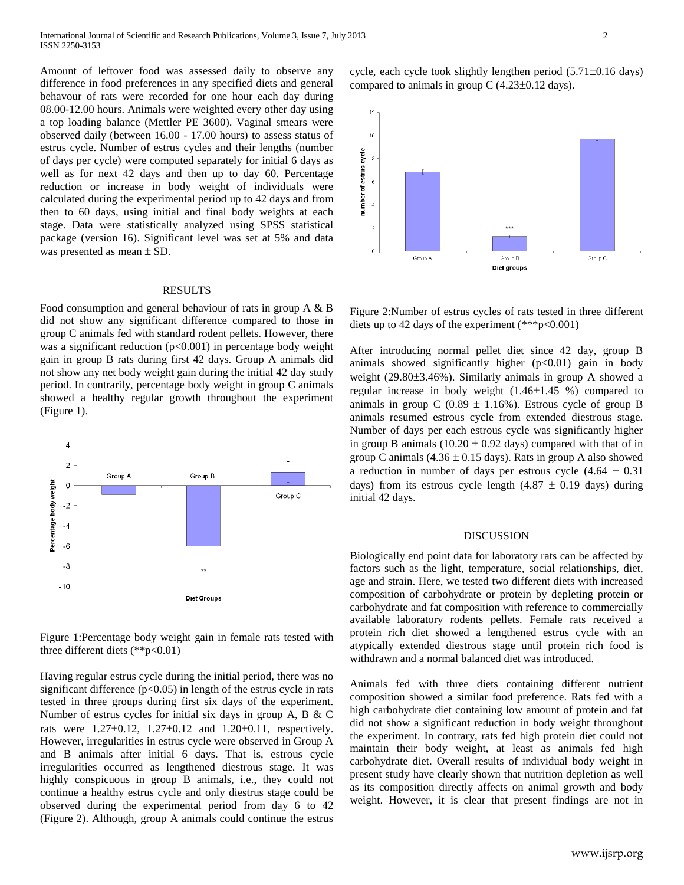Amount of leftover food was assessed daily to observe any difference in food preferences in any specified diets and general behavour of rats were recorded for one hour each day during 08.00-12.00 hours. Animals were weighted every other day using a top loading balance (Mettler PE 3600). Vaginal smears were observed daily (between 16.00 - 17.00 hours) to assess status of estrus cycle. Number of estrus cycles and their lengths (number of days per cycle) were computed separately for initial 6 days as well as for next 42 days and then up to day 60. Percentage reduction or increase in body weight of individuals were calculated during the experimental period up to 42 days and from then to 60 days, using initial and final body weights at each stage. Data were statistically analyzed using SPSS statistical package (version 16). Significant level was set at 5% and data was presented as mean ± SD.

## RESULTS

Food consumption and general behaviour of rats in group A & B did not show any significant difference compared to those in group C animals fed with standard rodent pellets. However, there was a significant reduction ($p<0.001$) in percentage body weight gain in group B rats during first 42 days. Group A animals did not show any net body weight gain during the initial 42 day study period. In contrarily, percentage body weight in group C animals showed a healthy regular growth throughout the experiment (Figure 1).

4
2
0
-2
-4
-6
-8
-10
Percentage body weight
Group A
Group B
Group C
**
Diet Groups

Figure 1:Percentage body weight gain in female rats tested with three different diets (**$p<0.01$)

Having regular estrus cycle during the initial period, there was no significant difference ($p<0.05$) in length of the estrus cycle in rats tested in three groups during first six days of the experiment. Number of estrus cycles for initial six days in group A, B & C rats were 1.27±0.12, 1.27±0.12 and 1.20±0.11, respectively. However, irregularities in estrus cycle were observed in Group A and B animals after initial 6 days. That is, estrous cycle irregularities occurred as lengthened diestrous stage. It was highly conspicuous in group B animals, i.e., they could not continue a healthy estrus cycle and only diestrus stage could be observed during the experimental period from day 6 to 42 (Figure 2). Although, group A animals could continue the estrus cycle, each cycle took slightly lengthen period (5.71±0.16 days) compared to animals in group C (4.23±0.12 days).

12
10
8
6
4
2
0
number of estrus cycle
***
Group A
Group B
Group C
Diet groups

Figure 2:Number of estrus cycles of rats tested in three different diets up to 42 days of the experiment (***$p<0.001$)

After introducing normal pellet diet since 42 day, group B animals showed significantly higher ($p<0.01$) gain in body weight (29.80±3.46%). Similarly animals in group A showed a regular increase in body weight (1.46±1.45 %) compared to animals in group C (0.89 ± 1.16%). Estrous cycle of group B animals resumed estrous cycle from extended diestrous stage. Number of days per each estrous cycle was significantly higher in group B animals (10.20 ± 0.92 days) compared with that of in group C animals (4.36 ± 0.15 days). Rats in group A also showed a reduction in number of days per estrous cycle (4.64 ± 0.31 days) from its estrous cycle length (4.87 ± 0.19 days) during initial 42 days.

## DISCUSSION

Biologically end point data for laboratory rats can be affected by factors such as the light, temperature, social relationships, diet, age and strain. Here, we tested two different diets with increased composition of carbohydrate or protein by depleting protein or carbohydrate and fat composition with reference to commercially available laboratory rodents pellets. Female rats received a protein rich diet showed a lengthened estrus cycle with an atypically extended diestrous stage until protein rich food is withdrawn and a normal balanced diet was introduced.

Animals fed with three diets containing different nutrient composition showed a similar food preference. Rats fed with a high carbohydrate diet containing low amount of protein and fat did not show a significant reduction in body weight throughout the experiment. In contrary, rats fed high protein diet could not maintain their body weight, at least as animals fed high carbohydrate diet. Overall results of individual body weight in present study have clearly shown that nutrition depletion as well as its composition directly affects on animal growth and body weight. However, it is clear that present findings are not in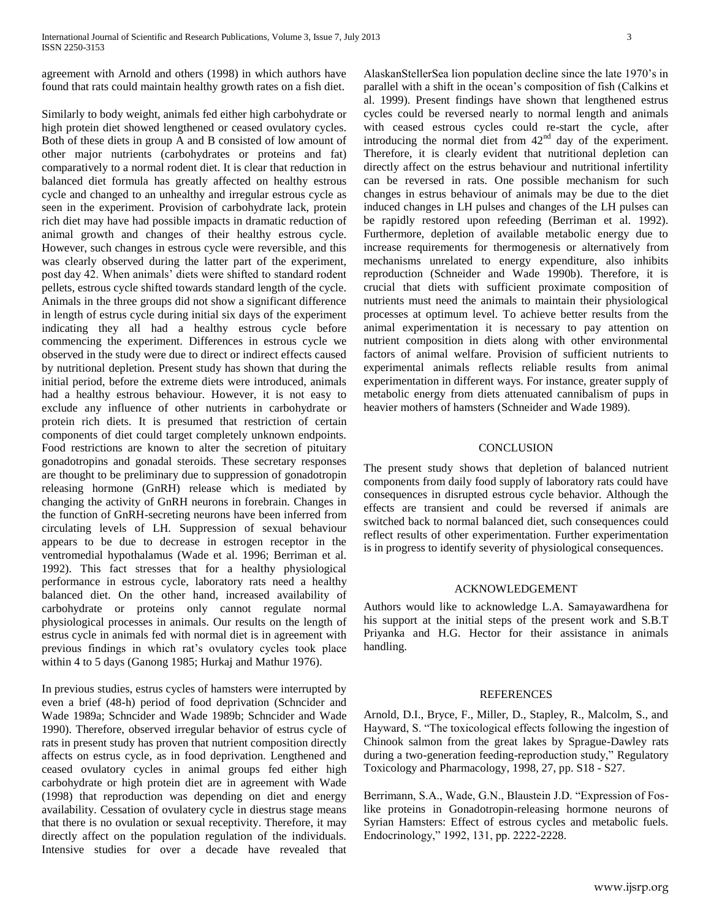agreement with Arnold and others (1998) in which authors have found that rats could maintain healthy growth rates on a fish diet.

Similarly to body weight, animals fed either high carbohydrate or high protein diet showed lengthened or ceased ovulatory cycles. Both of these diets in group A and B consisted of low amount of other major nutrients (carbohydrates or proteins and fat) comparatively to a normal rodent diet. It is clear that reduction in balanced diet formula has greatly affected on healthy estrous cycle and changed to an unhealthy and irregular estrous cycle as seen in the experiment. Provision of carbohydrate lack, protein rich diet may have had possible impacts in dramatic reduction of animal growth and changes of their healthy estrous cycle. However, such changes in estrous cycle were reversible, and this was clearly observed during the latter part of the experiment, post day 42. When animals' diets were shifted to standard rodent pellets, estrous cycle shifted towards standard length of the cycle. Animals in the three groups did not show a significant difference in length of estrus cycle during initial six days of the experiment indicating they all had a healthy estrous cycle before commencing the experiment. Differences in estrous cycle we observed in the study were due to direct or indirect effects caused by nutritional depletion. Present study has shown that during the initial period, before the extreme diets were introduced, animals had a healthy estrous behaviour. However, it is not easy to exclude any influence of other nutrients in carbohydrate or protein rich diets. It is presumed that restriction of certain components of diet could target completely unknown endpoints. Food restrictions are known to alter the secretion of pituitary gonadotropins and gonadal steroids. These secretary responses are thought to be preliminary due to suppression of gonadotropin releasing hormone (GnRH) release which is mediated by changing the activity of GnRH neurons in forebrain. Changes in the function of GnRH-secreting neurons have been inferred from circulating levels of LH. Suppression of sexual behaviour appears to be due to decrease in estrogen receptor in the ventromedial hypothalamus (Wade et al. 1996; Berriman et al. 1992). This fact stresses that for a healthy physiological performance in estrous cycle, laboratory rats need a healthy balanced diet. On the other hand, increased availability of carbohydrate or proteins only cannot regulate normal physiological processes in animals. Our results on the length of estrus cycle in animals fed with normal diet is in agreement with previous findings in which rat's ovulatory cycles took place within 4 to 5 days (Ganong 1985; Hurkaj and Mathur 1976).

In previous studies, estrus cycles of hamsters were interrupted by even a brief (48-h) period of food deprivation (Schncider and Wade 1989a; Schncider and Wade 1989b; Schncider and Wade 1990). Therefore, observed irregular behavior of estrus cycle of rats in present study has proven that nutrient composition directly affects on estrus cycle, as in food deprivation. Lengthened and ceased ovulatory cycles in animal groups fed either high carbohydrate or high protein diet are in agreement with Wade (1998) that reproduction was depending on diet and energy availability. Cessation of ovulatery cycle in diestrus stage means that there is no ovulation or sexual receptivity. Therefore, it may directly affect on the population regulation of the individuals. Intensive studies for over a decade have revealed that AlaskanStellerSea lion population decline since the late 1970's in parallel with a shift in the ocean's composition of fish (Calkins et al. 1999). Present findings have shown that lengthened estrus cycles could be reversed nearly to normal length and animals with ceased estrous cycles could re-start the cycle, after introducing the normal diet from 42[nd] day of the experiment. Therefore, it is clearly evident that nutritional depletion can directly affect on the estrus behaviour and nutritional infertility can be reversed in rats. One possible mechanism for such changes in estrus behaviour of animals may be due to the diet induced changes in LH pulses and changes of the LH pulses can be rapidly restored upon refeeding (Berriman et al. 1992). Furthermore, depletion of available metabolic energy due to increase requirements for thermogenesis or alternatively from mechanisms unrelated to energy expenditure, also inhibits reproduction (Schneider and Wade 1990b). Therefore, it is crucial that diets with sufficient proximate composition of nutrients must need the animals to maintain their physiological processes at optimum level. To achieve better results from the animal experimentation it is necessary to pay attention on nutrient composition in diets along with other environmental factors of animal welfare. Provision of sufficient nutrients to experimental animals reflects reliable results from animal experimentation in different ways. For instance, greater supply of metabolic energy from diets attenuated cannibalism of pups in heavier mothers of hamsters (Schneider and Wade 1989).

## CONCLUSION

The present study shows that depletion of balanced nutrient components from daily food supply of laboratory rats could have consequences in disrupted estrous cycle behavior. Although the effects are transient and could be reversed if animals are switched back to normal balanced diet, such consequences could reflect results of other experimentation. Further experimentation is in progress to identify severity of physiological consequences.

## ACKNOWLEDGEMENT

Authors would like to acknowledge L.A. Samayawardhena for his support at the initial steps of the present work and S.B.T Priyanka and H.G. Hector for their assistance in animals handling.

## REFERENCES

Arnold, D.I., Bryce, F., Miller, D., Stapley, R., Malcolm, S., and Hayward, S. "The toxicological effects following the ingestion of Chinook salmon from the great lakes by Sprague-Dawley rats during a two-generation feeding-reproduction study," Regulatory Toxicology and Pharmacology, 1998, 27, pp. S18 - S27.

Berrimann, S.A., Wade, G.N., Blaustein J.D. "Expression of Fos-like proteins in Gonadotropin-releasing hormone neurons of Syrian Hamsters: Effect of estrous cycles and metabolic fuels. Endocrinology," 1992, 131, pp. 2222-2228.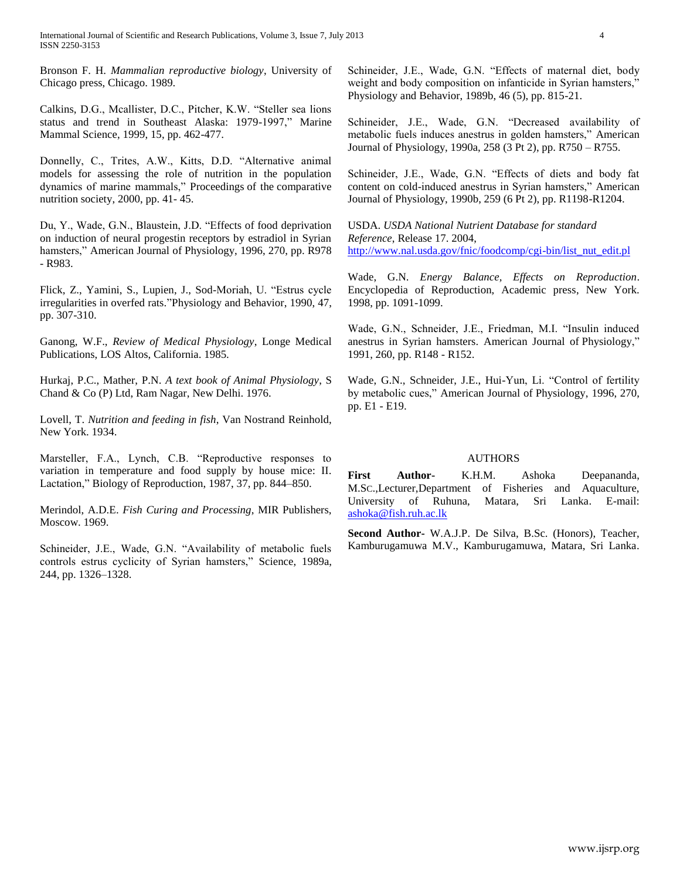Bronson F. H. *Mammalian reproductive biology*, University of Chicago press, Chicago. 1989.

Calkins, D.G., Mcallister, D.C., Pitcher, K.W. "Steller sea lions status and trend in Southeast Alaska: 1979-1997," Marine Mammal Science, 1999, 15, pp. 462-477.

Donnelly, C., Trites, A.W., Kitts, D.D. "Alternative animal models for assessing the role of nutrition in the population dynamics of marine mammals," Proceedings of the comparative nutrition society, 2000, pp. 41- 45.

Du, Y., Wade, G.N., Blaustein, J.D. "Effects of food deprivation on induction of neural progestin receptors by estradiol in Syrian hamsters," American Journal of Physiology, 1996, 270, pp. R978 - R983.

Flick, Z., Yamini, S., Lupien, J., Sod-Moriah, U. "Estrus cycle irregularities in overfed rats."Physiology and Behavior, 1990, 47, pp. 307-310.

Ganong, W.F., *Review of Medical Physiology*, Longe Medical Publications, LOS Altos, California. 1985.

Hurkaj, P.C., Mather, P.N. *A text book of Animal Physiology*, S Chand & Co (P) Ltd, Ram Nagar, New Delhi. 1976.

Lovell, T. *Nutrition and feeding in fish*, Van Nostrand Reinhold, New York. 1934.

Marsteller, F.A., Lynch, C.B. "Reproductive responses to variation in temperature and food supply by house mice: II. Lactation," Biology of Reproduction, 1987, 37, pp. 844–850.

Merindol, A.D.E. *Fish Curing and Processing*, MIR Publishers, Moscow. 1969.

Schineider, J.E., Wade, G.N. "Availability of metabolic fuels controls estrus cyclicity of Syrian hamsters," Science, 1989a, 244, pp. 1326–1328.

Schineider, J.E., Wade, G.N. "Effects of maternal diet, body weight and body composition on infanticide in Syrian hamsters," Physiology and Behavior, 1989b, 46 (5), pp. 815-21.

Schineider, J.E., Wade, G.N. "Decreased availability of metabolic fuels induces anestrus in golden hamsters," American Journal of Physiology, 1990a, 258 (3 Pt 2), pp. R750 – R755.

Schineider, J.E., Wade, G.N. "Effects of diets and body fat content on cold-induced anestrus in Syrian hamsters," American Journal of Physiology, 1990b, 259 (6 Pt 2), pp. R1198-R1204.

USDA. *USDA National Nutrient Database for standard Reference*, Release 17. 2004, http://www.nal.usda.gov/fnic/foodcomp/cgi-bin/list_nut_edit.pl

Wade, G.N. *Energy Balance, Effects on Reproduction*. Encyclopedia of Reproduction, Academic press, New York. 1998, pp. 1091-1099.

Wade, G.N., Schneider, J.E., Friedman, M.I. "Insulin induced anestrus in Syrian hamsters. American Journal of Physiology," 1991, 260, pp. R148 - R152.

Wade, G.N., Schneider, J.E., Hui-Yun, Li. "Control of fertility by metabolic cues," American Journal of Physiology, 1996, 270, pp. E1 - E19.

## AUTHORS

**First Author-** K.H.M. Ashoka Deepananda, M.SC.,Lecturer,Department of Fisheries and Aquaculture, University of Ruhuna, Matara, Sri Lanka. E-mail: ashoka@fish.ruh.ac.lk

**Second Author-** W.A.J.P. De Silva, B.Sc. (Honors), Teacher, Kamburugamuwa M.V., Kamburugamuwa, Matara, Sri Lanka.